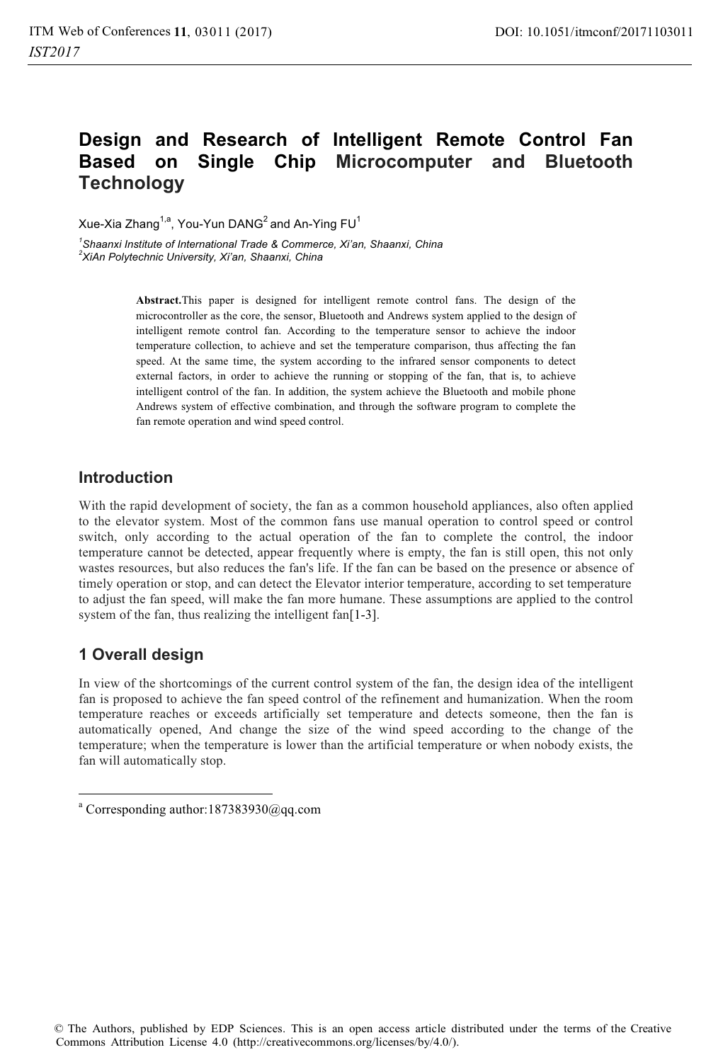# Design and Research of Intelligent Remote Control Fan Based on Single Chip Microcomputer and Bluetooth Technology

Xue-Xia Zhang[1,a], You-Yun DANG[2] and An-Ying FU[1]

[1]*Shaanxi Institute of International Trade & Commerce, Xi'an, Shaanxi, China*
[2]*XiAn Polytechnic University, Xi'an, Shaanxi, China*

**Abstract.**This paper is designed for intelligent remote control fans. The design of the microcontroller as the core, the sensor, Bluetooth and Andrews system applied to the design of intelligent remote control fan. According to the temperature sensor to achieve the indoor temperature collection, to achieve and set the temperature comparison, thus affecting the fan speed. At the same time, the system according to the infrared sensor components to detect external factors, in order to achieve the running or stopping of the fan, that is, to achieve intelligent control of the fan. In addition, the system achieve the Bluetooth and mobile phone Andrews system of effective combination, and through the software program to complete the fan remote operation and wind speed control.

## Introduction

With the rapid development of society, the fan as a common household appliances, also often applied to the elevator system. Most of the common fans use manual operation to control speed or control switch, only according to the actual operation of the fan to complete the control, the indoor temperature cannot be detected, appear frequently where is empty, the fan is still open, this not only wastes resources, but also reduces the fan's life. If the fan can be based on the presence or absence of timely operation or stop, and can detect the Elevator interior temperature, according to set temperature to adjust the fan speed, will make the fan more humane. These assumptions are applied to the control system of the fan, thus realizing the intelligent fan[1-3].

## 1 Overall design

In view of the shortcomings of the current control system of the fan, the design idea of the intelligent fan is proposed to achieve the fan speed control of the refinement and humanization. When the room temperature reaches or exceeds artificially set temperature and detects someone, then the fan is automatically opened, And change the size of the wind speed according to the change of the temperature; when the temperature is lower than the artificial temperature or when nobody exists, the fan will automatically stop.

[a] Corresponding author:187383930@qq.com

© The Authors, published by EDP Sciences. This is an open access article distributed under the terms of the Creative Commons Attribution License 4.0 (http://creativecommons.org/licenses/by/4.0/).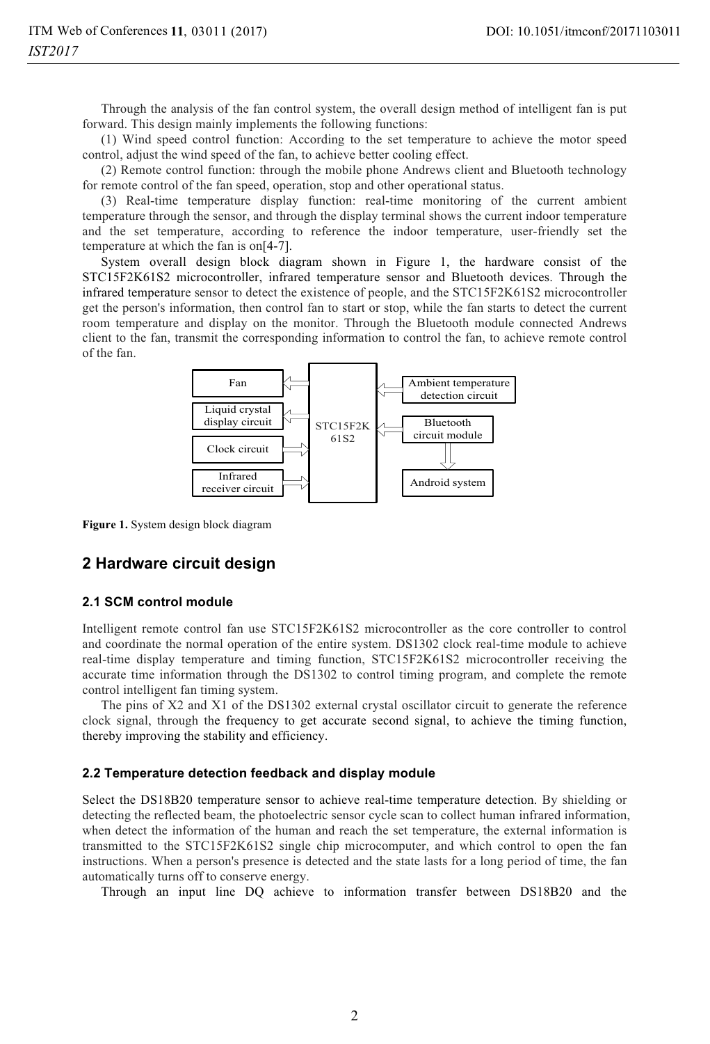Through the analysis of the fan control system, the overall design method of intelligent fan is put forward. This design mainly implements the following functions:

(1) Wind speed control function: According to the set temperature to achieve the motor speed control, adjust the wind speed of the fan, to achieve better cooling effect.

(2) Remote control function: through the mobile phone Andrews client and Bluetooth technology for remote control of the fan speed, operation, stop and other operational status.

(3) Real-time temperature display function: real-time monitoring of the current ambient temperature through the sensor, and through the display terminal shows the current indoor temperature and the set temperature, according to reference the indoor temperature, user-friendly set the temperature at which the fan is on[4-7].

System overall design block diagram shown in Figure 1, the hardware consist of the STC15F2K61S2 microcontroller, infrared temperature sensor and Bluetooth devices. Through the infrared temperature sensor to detect the existence of people, and the STC15F2K61S2 microcontroller get the person's information, then control fan to start or stop, while the fan starts to detect the current room temperature and display on the monitor. Through the Bluetooth module connected Andrews client to the fan, transmit the corresponding information to control the fan, to achieve remote control of the fan.

**Figure 1.** System design block diagram

## 2 Hardware circuit design

### 2.1 SCM control module

Intelligent remote control fan use STC15F2K61S2 microcontroller as the core controller to control and coordinate the normal operation of the entire system. DS1302 clock real-time module to achieve real-time display temperature and timing function, STC15F2K61S2 microcontroller receiving the accurate time information through the DS1302 to control timing program, and complete the remote control intelligent fan timing system.

The pins of X2 and X1 of the DS1302 external crystal oscillator circuit to generate the reference clock signal, through the frequency to get accurate second signal, to achieve the timing function, thereby improving the stability and efficiency.

### 2.2 Temperature detection feedback and display module

Select the DS18B20 temperature sensor to achieve real-time temperature detection. By shielding or detecting the reflected beam, the photoelectric sensor cycle scan to collect human infrared information, when detect the information of the human and reach the set temperature, the external information is transmitted to the STC15F2K61S2 single chip microcomputer, and which control to open the fan instructions. When a person's presence is detected and the state lasts for a long period of time, the fan automatically turns off to conserve energy.

Through an input line DQ achieve to information transfer between DS18B20 and the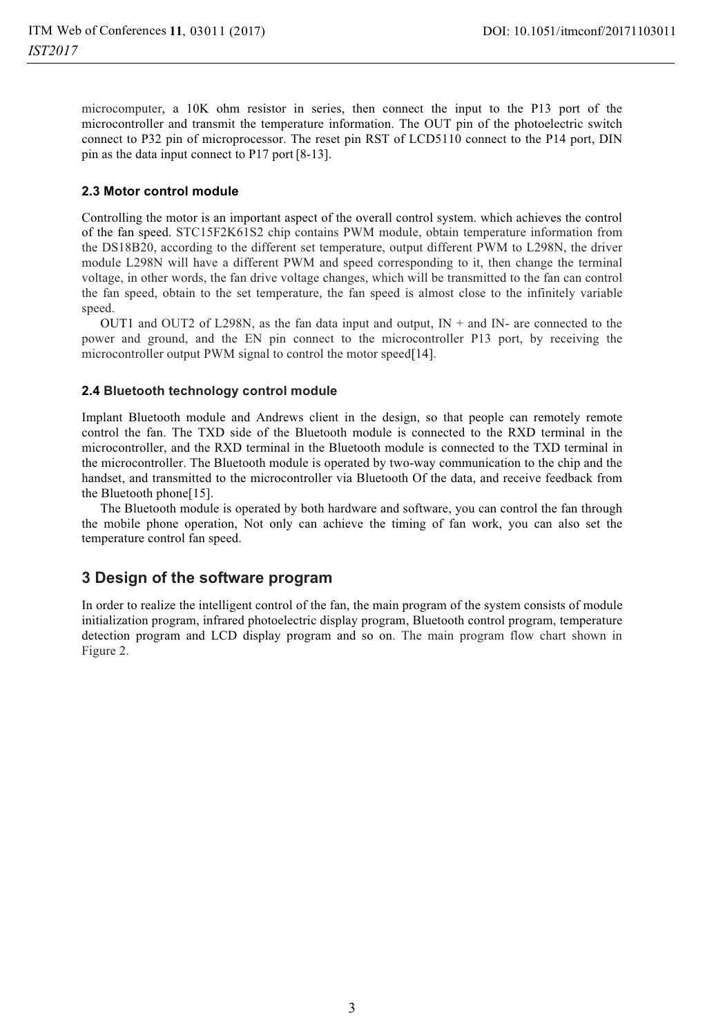microcomputer, a 10K ohm resistor in series, then connect the input to the P13 port of the microcontroller and transmit the temperature information. The OUT pin of the photoelectric switch connect to P32 pin of microprocessor. The reset pin RST of LCD5110 connect to the P14 port, DIN pin as the data input connect to P17 port [8-13].

### 2.3 Motor control module

Controlling the motor is an important aspect of the overall control system. which achieves the control of the fan speed. STC15F2K61S2 chip contains PWM module, obtain temperature information from the DS18B20, according to the different set temperature, output different PWM to L298N, the driver module L298N will have a different PWM and speed corresponding to it, then change the terminal voltage, in other words, the fan drive voltage changes, which will be transmitted to the fan can control the fan speed, obtain to the set temperature, the fan speed is almost close to the infinitely variable speed.

OUT1 and OUT2 of L298N, as the fan data input and output, IN + and IN- are connected to the power and ground, and the EN pin connect to the microcontroller P13 port, by receiving the microcontroller output PWM signal to control the motor speed[14].

### 2.4 Bluetooth technology control module

Implant Bluetooth module and Andrews client in the design, so that people can remotely remote control the fan. The TXD side of the Bluetooth module is connected to the RXD terminal in the microcontroller, and the RXD terminal in the Bluetooth module is connected to the TXD terminal in the microcontroller. The Bluetooth module is operated by two-way communication to the chip and the handset, and transmitted to the microcontroller via Bluetooth Of the data, and receive feedback from the Bluetooth phone[15].

The Bluetooth module is operated by both hardware and software, you can control the fan through the mobile phone operation, Not only can achieve the timing of fan work, you can also set the temperature control fan speed.

## 3 Design of the software program

In order to realize the intelligent control of the fan, the main program of the system consists of module initialization program, infrared photoelectric display program, Bluetooth control program, temperature detection program and LCD display program and so on. The main program flow chart shown in Figure 2.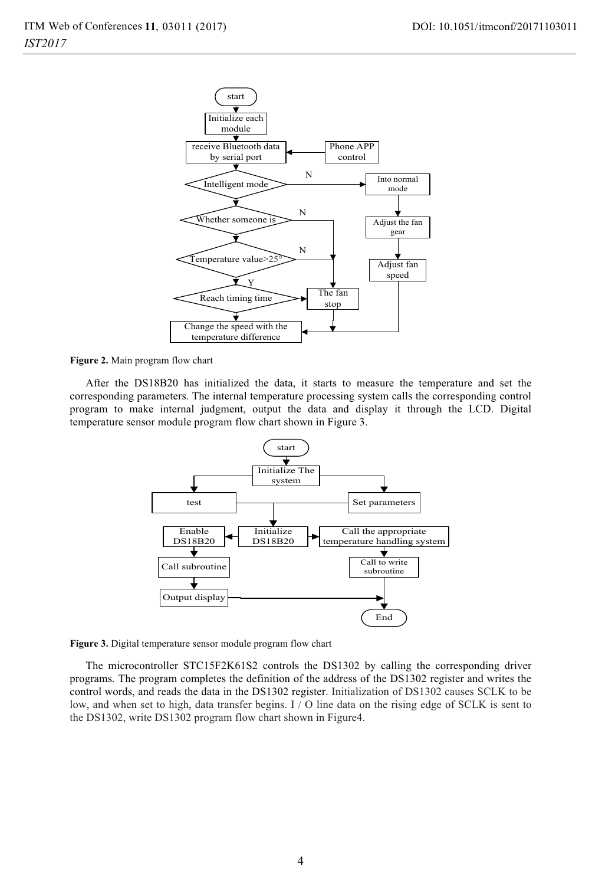Figure 2. Main program flow chart

After the DS18B20 has initialized the data, it starts to measure the temperature and set the corresponding parameters. The internal temperature processing system calls the corresponding control program to make internal judgment, output the data and display it through the LCD. Digital temperature sensor module program flow chart shown in Figure 3.

Figure 3. Digital temperature sensor module program flow chart

The microcontroller STC15F2K61S2 controls the DS1302 by calling the corresponding driver programs. The program completes the definition of the address of the DS1302 register and writes the control words, and reads the data in the DS1302 register. Initialization of DS1302 causes SCLK to be low, and when set to high, data transfer begins. I / O line data on the rising edge of SCLK is sent to the DS1302, write DS1302 program flow chart shown in Figure4.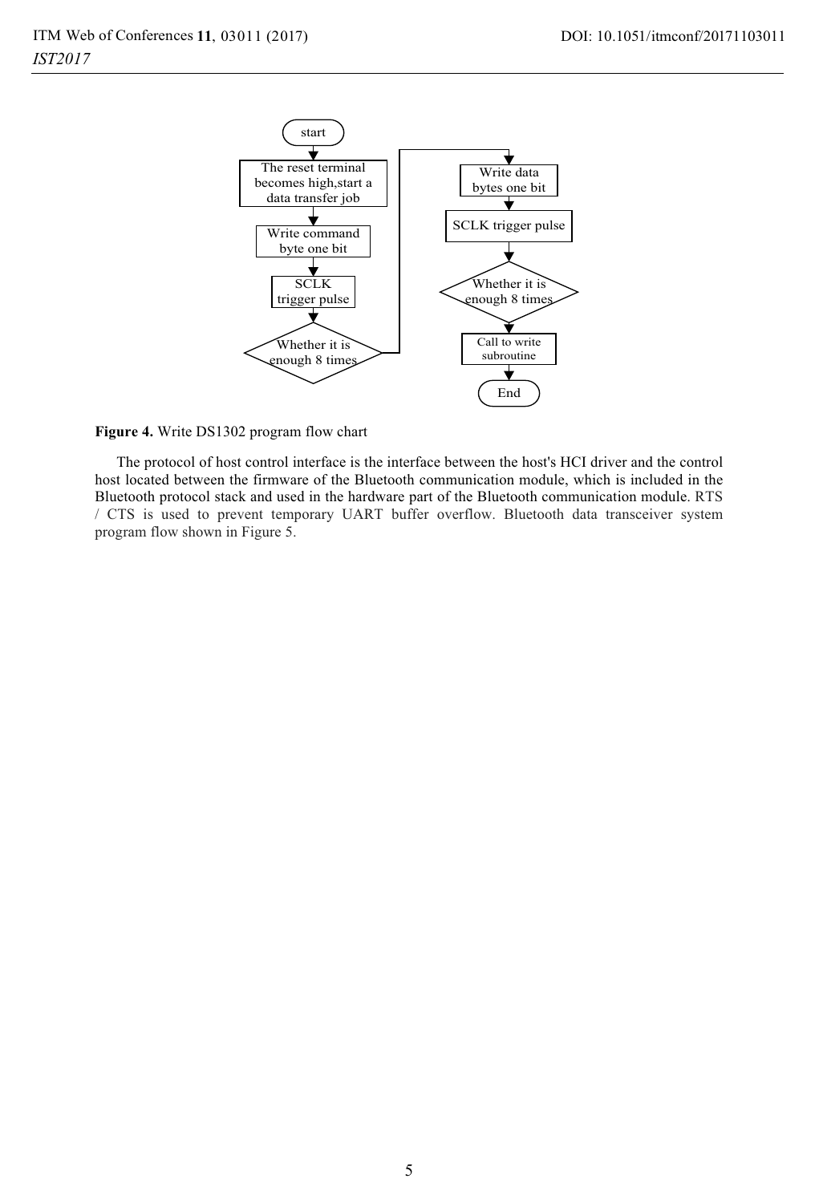**Figure 4.** Write DS1302 program flow chart

The protocol of host control interface is the interface between the host's HCI driver and the control host located between the firmware of the Bluetooth communication module, which is included in the Bluetooth protocol stack and used in the hardware part of the Bluetooth communication module. RTS / CTS is used to prevent temporary UART buffer overflow. Bluetooth data transceiver system program flow shown in Figure 5.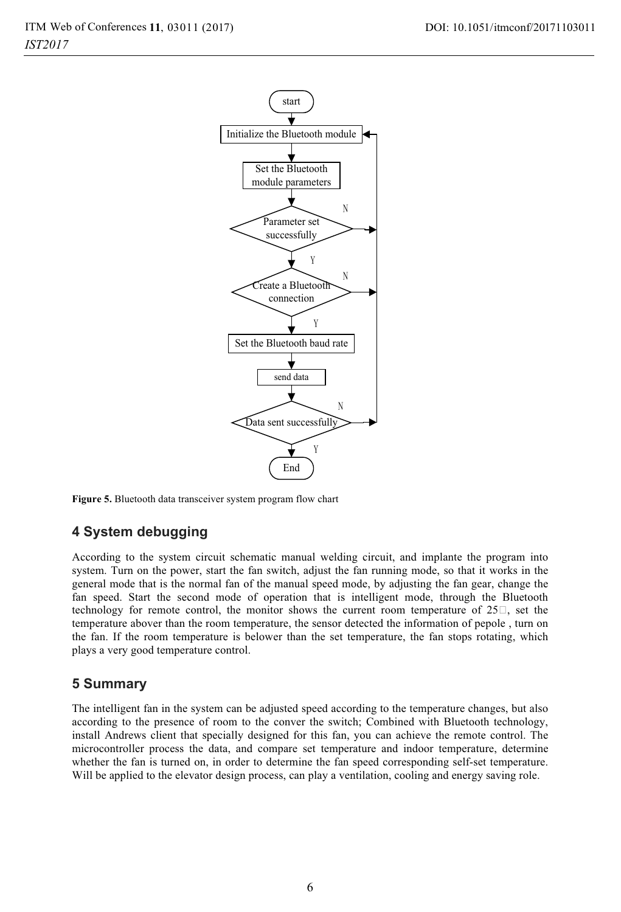Figure 5. Bluetooth data transceiver system program flow chart

## 4 System debugging

According to the system circuit schematic manual welding circuit, and implante the program into system. Turn on the power, start the fan switch, adjust the fan running mode, so that it works in the general mode that is the normal fan of the manual speed mode, by adjusting the fan gear, change the fan speed. Start the second mode of operation that is intelligent mode, through the Bluetooth technology for remote control, the monitor shows the current room temperature of 25□, set the temperature abover than the room temperature, the sensor detected the information of pepole , turn on the fan. If the room temperature is belower than the set temperature, the fan stops rotating, which plays a very good temperature control.

## 5 Summary

The intelligent fan in the system can be adjusted speed according to the temperature changes, but also according to the presence of room to the conver the switch; Combined with Bluetooth technology, install Andrews client that specially designed for this fan, you can achieve the remote control. The microcontroller process the data, and compare set temperature and indoor temperature, determine whether the fan is turned on, in order to determine the fan speed corresponding self-set temperature. Will be applied to the elevator design process, can play a ventilation, cooling and energy saving role.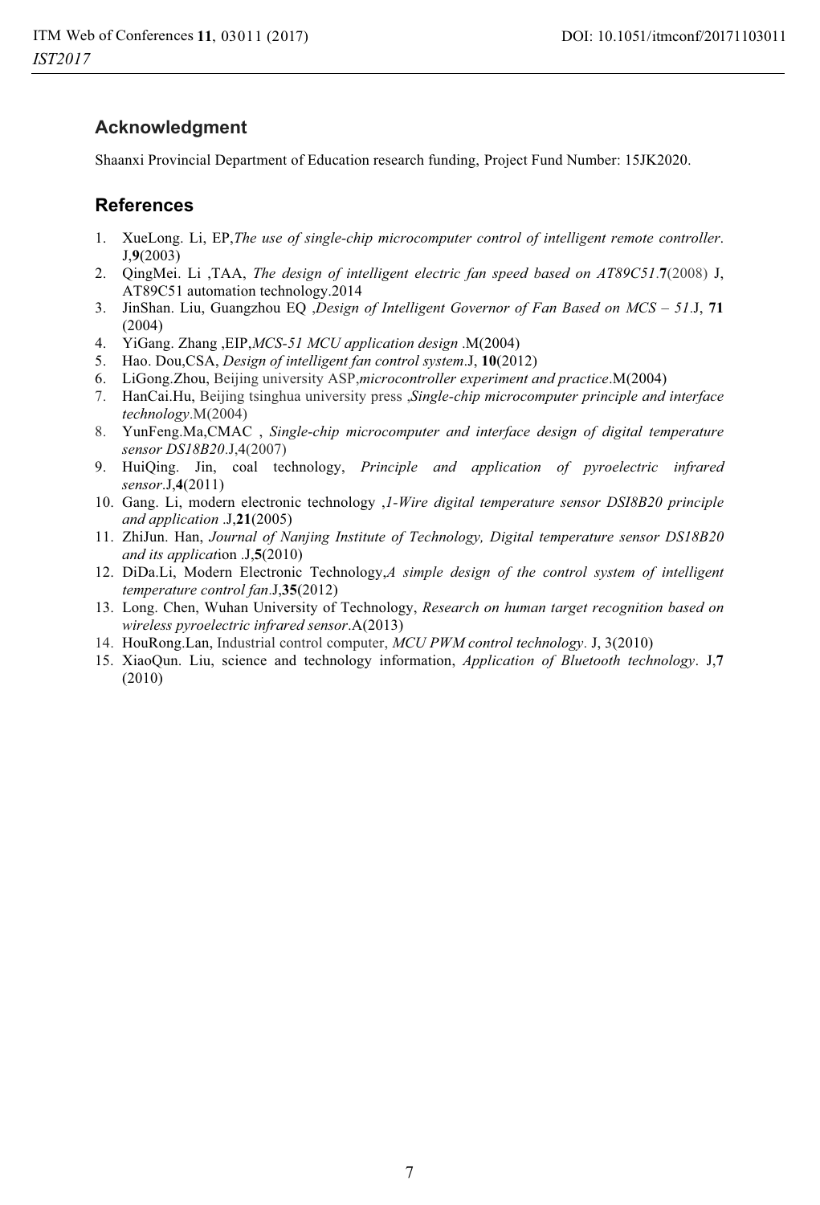## Acknowledgment

Shaanxi Provincial Department of Education research funding, Project Fund Number: 15JK2020.

## References

1. XueLong. Li, EP,*The use of single-chip microcomputer control of intelligent remote controller*. J,**9**(2003)
2. QingMei. Li ,TAA, *The design of intelligent electric fan speed based on AT89C51*.**7**(2008) J, AT89C51 automation technology.2014
3. JinShan. Liu, Guangzhou EQ ,*Design of Intelligent Governor of Fan Based on MCS – 51*.J, **71** (2004)
4. YiGang. Zhang ,EIP,*MCS-51 MCU application design* .M(2004)
5. Hao. Dou,CSA, *Design of intelligent fan control system*.J, **10**(2012)
6. LiGong.Zhou, Beijing university ASP,*microcontroller experiment and practice*.M(2004)
7. HanCai.Hu, Beijing tsinghua university press ,*Single-chip microcomputer principle and interface technology*.M(2004)
8. YunFeng.Ma,CMAC , *Single-chip microcomputer and interface design of digital temperature sensor DS18B20*.J,4(2007)
9. HuiQing. Jin, coal technology, *Principle and application of pyroelectric infrared sensor*.J,**4**(2011)
10. Gang. Li, modern electronic technology ,*1-Wire digital temperature sensor DSI8B20 principle and application* .J,**21**(2005)
11. ZhiJun. Han, *Journal of Nanjing Institute of Technology, Digital temperature sensor DS18B20 and its applicati*on .J,**5**(2010)
12. DiDa.Li, Modern Electronic Technology,*A simple design of the control system of intelligent temperature control fan*.J,**35**(2012)
13. Long. Chen, Wuhan University of Technology, *Research on human target recognition based on wireless pyroelectric infrared sensor*.A(2013)
14. HouRong.Lan, Industrial control computer, *MCU PWM control technology*. J, 3(2010)
15. XiaoQun. Liu, science and technology information, *Application of Bluetooth technology*. J,**7** (2010)